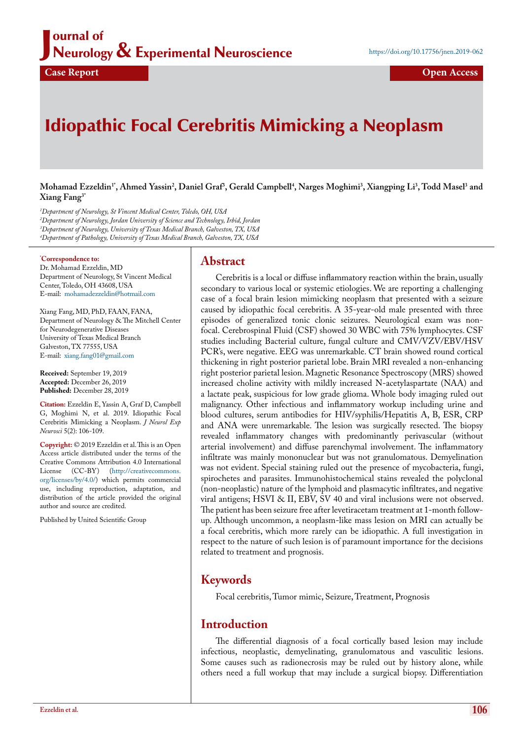Journal of Neurology & Experimental Neuroscience

https://doi.org/10.17756/jnen.2019-062

Case Report

Open Access

# Idiopathic Focal Cerebritis Mimicking a Neoplasm

**Mohamad Ezzeldin[1*], Ahmed Yassin[2], Daniel Graf[3], Gerald Campbell[4], Narges Moghimi[3], Xiangping Li[3], Todd Masel[3] and Xiang Fang[3*]**

*[1]Department of Neurology, St Vincent Medical Center, Toledo, OH, USA*
*[2]Department of Neurology, Jordan University of Science and Technology, Irbid, Jordan*
*[3]Department of Neurology, University of Texas Medical Branch, Galveston, TX, USA*
*[4]Department of Pathology, University of Texas Medical Branch, Galveston, TX, USA*

**[*]Correspondence to:**
Dr. Mohamad Ezzeldin, MD
Department of Neurology, St Vincent Medical Center, Toledo, OH 43608, USA
E-mail: mohamadezzeldin@hotmail.com

Xiang Fang, MD, PhD, FAAN, FANA,
Department of Neurology & The Mitchell Center for Neurodegenerative Diseases
University of Texas Medical Branch
Galveston, TX 77555, USA
E-mail: xiang.fang01@gmail.com

**Received:** September 19, 2019
**Accepted:** December 26, 2019
**Published:** December 28, 2019

**Citation:** Ezzeldin E, Yassin A, Graf D, Campbell G, Moghimi N, et al. 2019. Idiopathic Focal Cerebritis Mimicking a Neoplasm. *J Neurol Exp Neurosci* 5(2): 106-109.

**Copyright:** © 2019 Ezzeldin et al. This is an Open Access article distributed under the terms of the Creative Commons Attribution 4.0 International License (CC-BY) (http://creativecommons.org/licenses/by/4.0/) which permits commercial use, including reproduction, adaptation, and distribution of the article provided the original author and source are credited.

Published by United Scientific Group

## Abstract

Cerebritis is a local or diffuse inflammatory reaction within the brain, usually secondary to various local or systemic etiologies. We are reporting a challenging case of a focal brain lesion mimicking neoplasm that presented with a seizure caused by idiopathic focal cerebritis. A 35-year-old male presented with three episodes of generalized tonic clonic seizures. Neurological exam was non-focal. Cerebrospinal Fluid (CSF) showed 30 WBC with 75% lymphocytes. CSF studies including Bacterial culture, fungal culture and CMV/VZV/EBV/HSV PCR's, were negative. EEG was unremarkable. CT brain showed round cortical thickening in right posterior parietal lobe. Brain MRI revealed a non-enhancing right posterior parietal lesion. Magnetic Resonance Spectroscopy (MRS) showed increased choline activity with mildly increased N-acetylaspartate (NAA) and a lactate peak, suspicious for low grade glioma. Whole body imaging ruled out malignancy. Other infectious and inflammatory workup including urine and blood cultures, serum antibodies for HIV/syphilis/Hepatitis A, B, ESR, CRP and ANA were unremarkable. The lesion was surgically resected. The biopsy revealed inflammatory changes with predominantly perivascular (without arterial involvement) and diffuse parenchymal involvement. The inflammatory infiltrate was mainly mononuclear but was not granulomatous. Demyelination was not evident. Special staining ruled out the presence of mycobacteria, fungi, spirochetes and parasites. Immunohistochemical stains revealed the polyclonal (non-neoplastic) nature of the lymphoid and plasmacytic infiltrates, and negative viral antigens; HSVI & II, EBV, SV 40 and viral inclusions were not observed. The patient has been seizure free after levetiracetam treatment at 1-month follow-up. Although uncommon, a neoplasm-like mass lesion on MRI can actually be a focal cerebritis, which more rarely can be idiopathic. A full investigation in respect to the nature of such lesion is of paramount importance for the decisions related to treatment and prognosis.

## Keywords

Focal cerebritis, Tumor mimic, Seizure, Treatment, Prognosis

## Introduction

The differential diagnosis of a focal cortically based lesion may include infectious, neoplastic, demyelinating, granulomatous and vasculitic lesions. Some causes such as radionecrosis may be ruled out by history alone, while others need a full workup that may include a surgical biopsy. Differentiation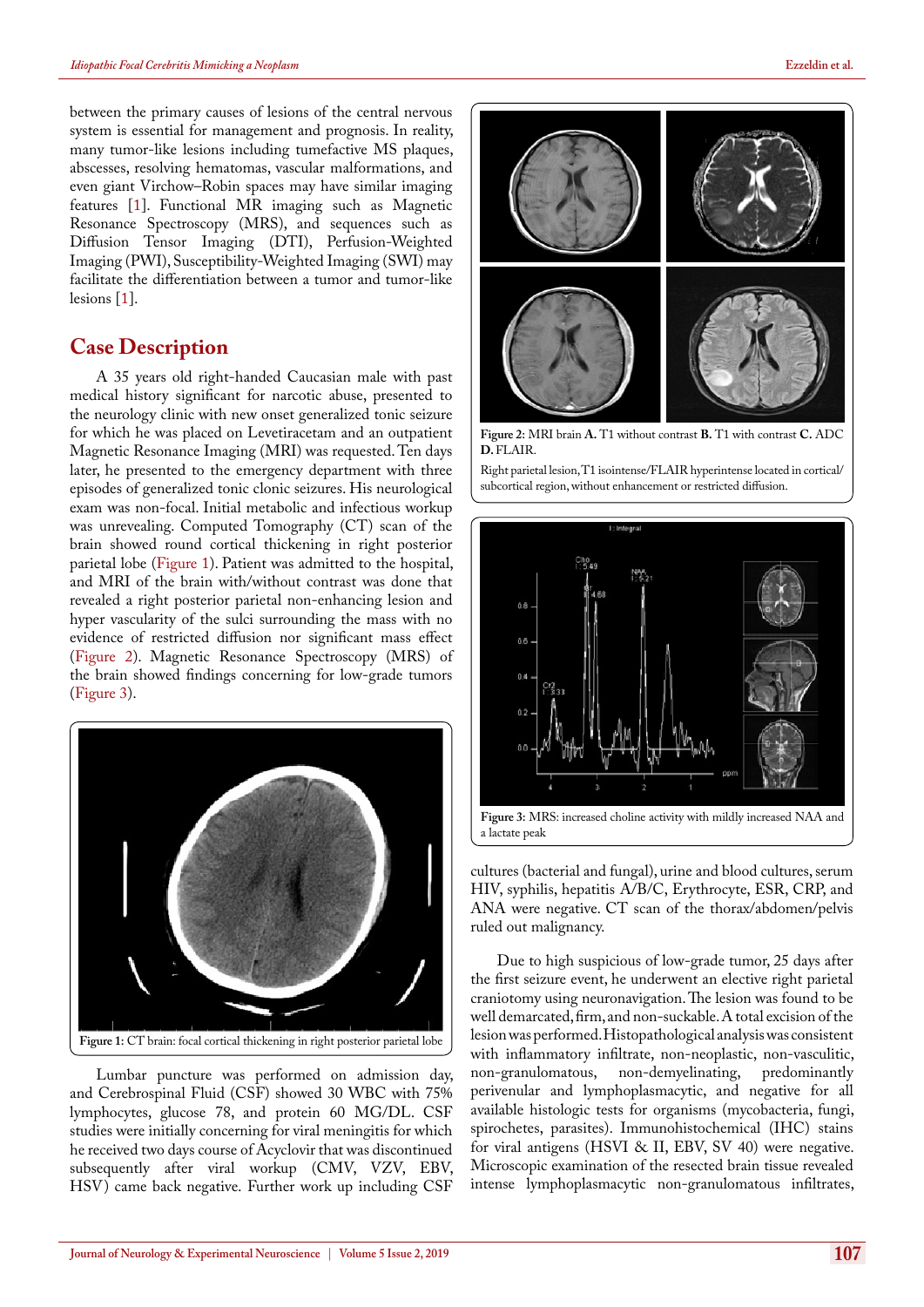between the primary causes of lesions of the central nervous system is essential for management and prognosis. In reality, many tumor-like lesions including tumefactive MS plaques, abscesses, resolving hematomas, vascular malformations, and even giant Virchow–Robin spaces may have similar imaging features [1]. Functional MR imaging such as Magnetic Resonance Spectroscopy (MRS), and sequences such as Diffusion Tensor Imaging (DTI), Perfusion-Weighted Imaging (PWI), Susceptibility-Weighted Imaging (SWI) may facilitate the differentiation between a tumor and tumor-like lesions [1].

## Case Description

A 35 years old right-handed Caucasian male with past medical history significant for narcotic abuse, presented to the neurology clinic with new onset generalized tonic seizure for which he was placed on Levetiracetam and an outpatient Magnetic Resonance Imaging (MRI) was requested. Ten days later, he presented to the emergency department with three episodes of generalized tonic seizures. His neurological exam was non-focal. Initial metabolic and infectious workup was unrevealing. Computed Tomography (CT) scan of the brain showed round cortical thickening in right posterior parietal lobe (Figure 1). Patient was admitted to the hospital, and MRI of the brain with/without contrast was done that revealed a right posterior parietal non-enhancing lesion and hyper vascularity of the sulci surrounding the mass with no evidence of restricted diffusion nor significant mass effect (Figure 2). Magnetic Resonance Spectroscopy (MRS) of the brain showed findings concerning for low-grade tumors (Figure 3).

**Figure 1:** CT brain: focal cortical thickening in right posterior parietal lobe

Lumbar puncture was performed on admission day, and Cerebrospinal Fluid (CSF) showed 30 WBC with 75% lymphocytes, glucose 78, and protein 60 MG/DL. CSF studies were initially concerning for viral meningitis for which he received two days course of Acyclovir that was discontinued subsequently after viral workup (CMV, VZV, EBV, HSV) came back negative. Further work up including CSF cultures (bacterial and fungal), urine and blood cultures, serum HIV, syphilis, hepatitis A/B/C, Erythrocyte, ESR, CRP, and ANA were negative. CT scan of the thorax/abdomen/pelvis ruled out malignancy.

**Figure 2:** MRI brain **A.** T1 without contrast **B.** T1 with contrast **C.** ADC **D.** FLAIR.

Right parietal lesion, T1 isointense/FLAIR hyperintense located in cortical/subcortical region, without enhancement or restricted diffusion.

**Figure 3:** MRS: increased choline activity with mildly increased NAA and a lactate peak

Due to high suspicious of low-grade tumor, 25 days after the first seizure event, he underwent an elective right parietal craniotomy using neuronavigation. The lesion was found to be well demarcated, firm, and non-suckable. A total excision of the lesion was performed. Histopathological analysis was consistent with inflammatory infiltrate, non-neoplastic, non-vasculitic, non-granulomatous, non-demyelinating, predominantly perivenular and lymphoplasmacytic, and negative for all available histologic tests for organisms (mycobacteria, fungi, spirochetes, parasites). Immunohistochemical (IHC) stains for viral antigens (HSVI & II, EBV, SV 40) were negative. Microscopic examination of the resected brain tissue revealed intense lymphoplasmacytic non-granulomatous infiltrates,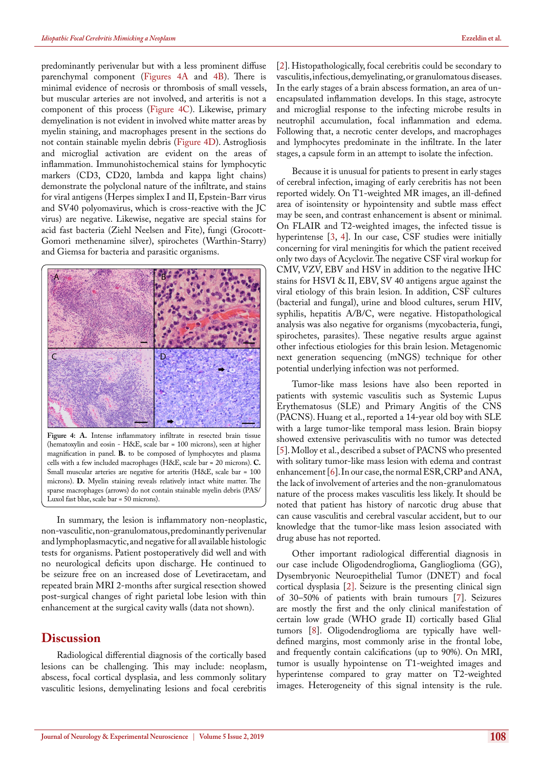predominantly perivenular but with a less prominent diffuse parenchymal component (Figures 4A and 4B). There is minimal evidence of necrosis or thrombosis of small vessels, but muscular arteries are not involved, and arteritis is not a component of this process (Figure 4C). Likewise, primary demyelination is not evident in involved white matter areas by myelin staining, and macrophages present in the sections do not contain stainable myelin debris (Figure 4D). Astrogliosis and microglial activation are evident on the areas of inflammation. Immunohistochemical stains for lymphocytic markers (CD3, CD20, lambda and kappa light chains) demonstrate the polyclonal nature of the infiltrate, and stains for viral antigens (Herpes simplex I and II, Epstein-Barr virus and SV40 polyomavirus, which is cross-reactive with the JC virus) are negative. Likewise, negative are special stains for acid fast bacteria (Ziehl Neelsen and Fite), fungi (Grocott-Gomori methenamine silver), spirochetes (Warthin-Starry) and Giemsa for bacteria and parasitic organisms.

**Figure 4: A.** Intense inflammatory infiltrate in resected brain tissue (hematoxylin and eosin - H&E, scale bar = 100 microns), seen at higher magnification in panel. **B.** to be composed of lymphocytes and plasma cells with a few included macrophages (H&E, scale bar = 20 microns). **C.** Small muscular arteries are negative for arteritis (H&E, scale bar = 100 microns). **D.** Myelin staining reveals relatively intact white matter. The sparse macrophages (arrows) do not contain stainable myelin debris (PAS/Luxol fast blue, scale bar = 50 microns).

In summary, the lesion is inflammatory non-neoplastic, non-vasculitic, non-granulomatous, predominantly perivenular and lymphoplasmacytic, and negative for all available histologic tests for organisms. Patient postoperatively did well and with no neurological deficits upon discharge. He continued to be seizure free on an increased dose of Levetiracetam, and repeated brain MRI 2-months after surgical resection showed post-surgical changes of right parietal lobe lesion with thin enhancement at the surgical cavity walls (data not shown).

## Discussion

Radiological differential diagnosis of the cortically based lesions can be challenging. This may include: neoplasm, abscess, focal cortical dysplasia, and less commonly solitary vasculitic lesions, demyelinating lesions and focal cerebritis [2]. Histopathologically, focal cerebritis could be secondary to vasculitis, infectious, demyelinating, or granulomatous diseases. In the early stages of a brain abscess formation, an area of un-encapsulated inflammation develops. In this stage, astrocyte and microglial response to the infecting microbe results in neutrophil accumulation, focal inflammation and edema. Following that, a necrotic center develops, and macrophages and lymphocytes predominate in the infiltrate. In the later stages, a capsule form in an attempt to isolate the infection.

Because it is unusual for patients to present in early stages of cerebral infection, imaging of early cerebritis has not been reported widely. On T1-weighted MR images, an ill-defined area of isointensity or hypointensity and subtle mass effect may be seen, and contrast enhancement is absent or minimal. On FLAIR and T2-weighted images, the infected tissue is hyperintense [3, 4]. In our case, CSF studies were initially concerning for viral meningitis for which the patient received only two days of Acyclovir. The negative CSF viral workup for CMV, VZV, EBV and HSV in addition to the negative IHC stains for HSVI & II, EBV, SV 40 antigens argue against the viral etiology of this brain lesion. In addition, CSF cultures (bacterial and fungal), urine and blood cultures, serum HIV, syphilis, hepatitis A/B/C, were negative. Histopathological analysis was also negative for organisms (mycobacteria, fungi, spirochetes, parasites). These negative results argue against other infectious etiologies for this brain lesion. Metagenomic next generation sequencing (mNGS) technique for other potential underlying infection was not performed.

Tumor-like mass lesions have also been reported in patients with systemic vasculitis such as Systemic Lupus Erythematosus (SLE) and Primary Angitis of the CNS (PACNS). Huang et al., reported a 14-year old boy with SLE with a large tumor-like temporal mass lesion. Brain biopsy showed extensive perivasculitis with no tumor was detected [5]. Molloy et al., described a subset of PACNS who presented with solitary tumor-like mass lesion with edema and contrast enhancement [6]. In our case, the normal ESR, CRP and ANA, the lack of involvement of arteries and the non-granulomatous nature of the process makes vasculitis less likely. It should be noted that patient has history of narcotic drug abuse that can cause vasculitis and cerebral vascular accident, but to our knowledge that the tumor-like mass lesion associated with drug abuse has not reported.

Other important radiological differential diagnosis in our case include Oligodendroglioma, Ganglioglioma (GG), Dysembryonic Neuroepithelial Tumor (DNET) and focal cortical dysplasia [2]. Seizure is the presenting clinical sign of 30–50% of patients with brain tumours [7]. Seizures are mostly the first and the only clinical manifestation of certain low grade (WHO grade II) cortically based Glial tumors [8]. Oligodendroglioma are typically have well-defined margins, most commonly arise in the frontal lobe, and frequently contain calcifications (up to 90%). On MRI, tumor is usually hypointense on T1-weighted images and hyperintense compared to gray matter on T2-weighted images. Heterogeneity of this signal intensity is the rule.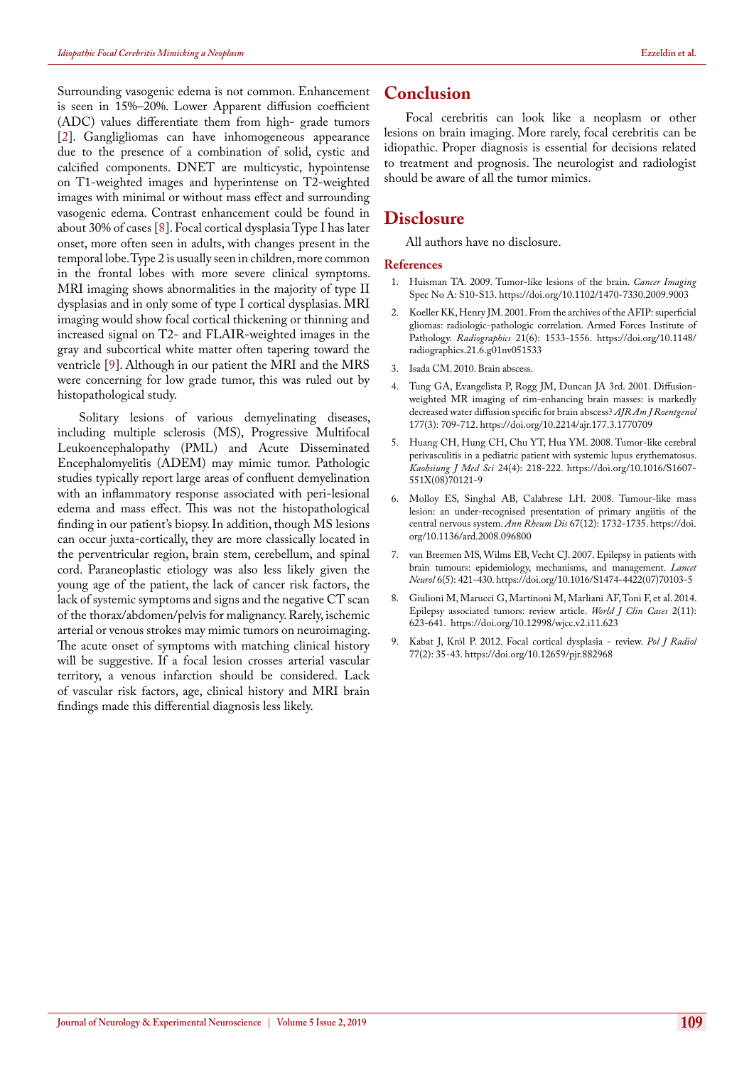Surrounding vasogenic edema is not common. Enhancement is seen in 15%–20%. Lower Apparent diffusion coefficient (ADC) values differentiate them from high- grade tumors [2]. Ganglogliomas can have inhomogeneous appearance due to the presence of a combination of solid, cystic and calcified components. DNET are multicystic, hypointense on T1-weighted images and hyperintense on T2-weighted images with minimal or without mass effect and surrounding vasogenic edema. Contrast enhancement could be found in about 30% of cases [8]. Focal cortical dysplasia Type I has later onset, more often seen in adults, with changes present in the temporal lobe. Type 2 is usually seen in children, more common in the frontal lobes with more severe clinical symptoms. MRI imaging shows abnormalities in the majority of type II dysplasias and in only some of type I cortical dysplasias. MRI imaging would show focal cortical thickening or thinning and increased signal on T2- and FLAIR-weighted images in the gray and subcortical white matter often tapering toward the ventricle [9]. Although in our patient the MRI and the MRS were concerning for low grade tumor, this was ruled out by histopathological study.

Solitary lesions of various demyelinating diseases, including multiple sclerosis (MS), Progressive Multifocal Leukoencephalopathy (PML) and Acute Disseminated Encephalomyelitis (ADEM) may mimic tumor. Pathologic studies typically report large areas of confluent demyelination with an inflammatory response associated with peri-lesional edema and mass effect. This was not the histopathological finding in our patient's biopsy. In addition, though MS lesions can occur juxta-cortically, they are more classically located in the perventricular region, brain stem, cerebellum, and spinal cord. Paraneoplastic etiology was also less likely given the young age of the patient, the lack of cancer risk factors, the lack of systemic symptoms and signs and the negative CT scan of the thorax/abdomen/pelvis for malignancy. Rarely, ischemic arterial or venous strokes may mimic tumors on neuroimaging. The acute onset of symptoms with matching clinical history will be suggestive. If a focal lesion crosses arterial vascular territory, a venous infarction should be considered. Lack of vascular risk factors, age, clinical history and MRI brain findings made this differential diagnosis less likely.

## Conclusion

Focal cerebritis can look like a neoplasm or other lesions on brain imaging. More rarely, focal cerebritis can be idiopathic. Proper diagnosis is essential for decisions related to treatment and prognosis. The neurologist and radiologist should be aware of all the tumor mimics.

## Disclosure

All authors have no disclosure.

### References

1. Huisman TA. 2009. Tumor-like lesions of the brain. *Cancer Imaging* Spec No A: S10-S13. https://doi.org/10.1102/1470-7330.2009.9003
2. Koeller KK, Henry JM. 2001. From the archives of the AFIP: superficial gliomas: radiologic-pathologic correlation. Armed Forces Institute of Pathology. *Radiographics* 21(6): 1533-1556. https://doi.org/10.1148/radiographics.21.6.g01nv051533
3. Isada CM. 2010. Brain abscess.
4. Tung GA, Evangelista P, Rogg JM, Duncan JA 3rd. 2001. Diffusion-weighted MR imaging of rim-enhancing brain masses: is markedly decreased water diffusion specific for brain abscess? *AJR Am J Roentgenol* 177(3): 709-712. https://doi.org/10.2214/ajr.177.3.1770709
5. Huang CH, Hung CH, Chu YT, Hua YM. 2008. Tumor-like cerebral perivasculitis in a pediatric patient with systemic lupus erythematosus. *Kaohsiung J Med Sci* 24(4): 218-222. https://doi.org/10.1016/S1607-551X(08)70121-9
6. Molloy ES, Singhal AB, Calabrese LH. 2008. Tumour-like mass lesion: an under-recognised presentation of primary angiitis of the central nervous system. *Ann Rheum Dis* 67(12): 1732-1735. https://doi.org/10.1136/ard.2008.096800
7. van Breemen MS, Wilms EB, Vecht CJ. 2007. Epilepsy in patients with brain tumours: epidemiology, mechanisms, and management. *Lancet Neurol* 6(5): 421-430. https://doi.org/10.1016/S1474-4422(07)70103-5
8. Giulioni M, Marucci G, Martinoni M, Marliani AF, Toni F, et al. 2014. Epilepsy associated tumors: review article. *World J Clin Cases* 2(11): 623-641. https://doi.org/10.12998/wjcc.v2.i11.623
9. Kabat J, Król P. 2012. Focal cortical dysplasia - review. *Pol J Radiol* 77(2): 35-43. https://doi.org/10.12659/pjr.882968